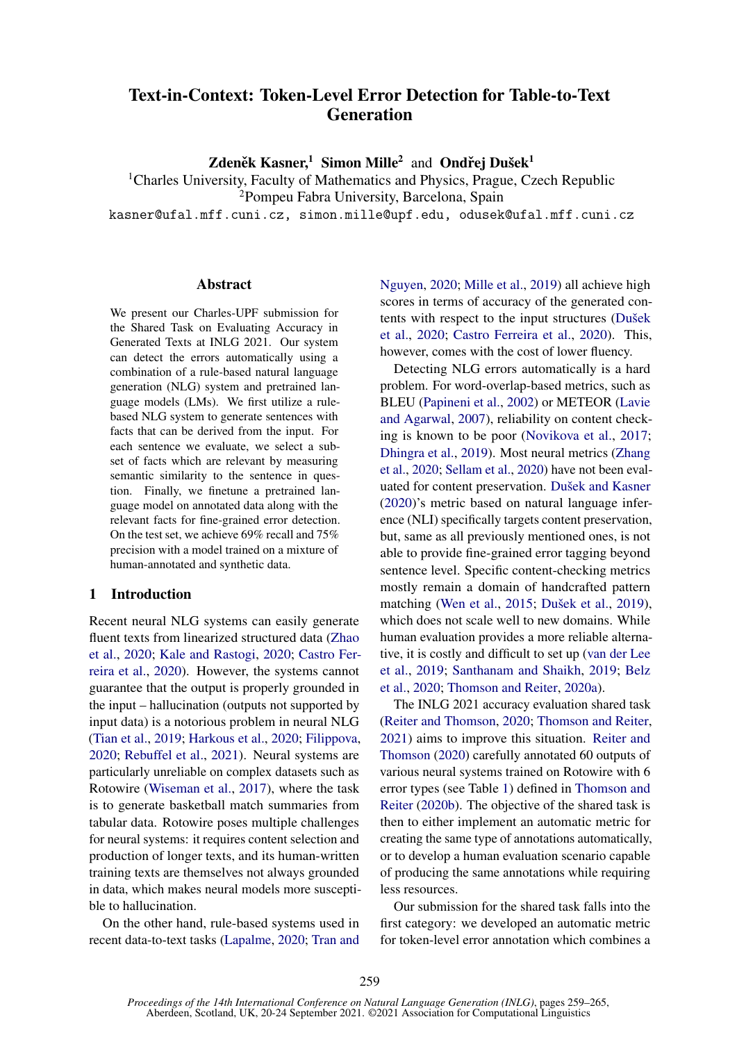# Text-in-Context: Token-Level Error Detection for Table-to-Text Generation

**Zdeněk Kasner,**[1] **Simon Mille**[2] and **Ondřej Dušek**[1]

[1]Charles University, Faculty of Mathematics and Physics, Prague, Czech Republic
[2]Pompeu Fabra University, Barcelona, Spain

kasner@ufal.mff.cuni.cz, simon.mille@upf.edu, odusek@ufal.mff.cuni.cz

## Abstract

We present our Charles-UPF submission for the Shared Task on Evaluating Accuracy in Generated Texts at INLG 2021. Our system can detect the errors automatically using a combination of a rule-based natural language generation (NLG) system and pretrained language models (LMs). We first utilize a rule-based NLG system to generate sentences with facts that can be derived from the input. For each sentence we evaluate, we select a subset of facts which are relevant by measuring semantic similarity to the sentence in question. Finally, we finetune a pretrained language model on annotated data along with the relevant facts for fine-grained error detection. On the test set, we achieve 69% recall and 75% precision with a model trained on a mixture of human-annotated and synthetic data.

## 1 Introduction

Recent neural NLG systems can easily generate fluent texts from linearized structured data (Zhao et al., 2020; Kale and Rastogi, 2020; Castro Ferreira et al., 2020). However, the systems cannot guarantee that the output is properly grounded in the input – hallucination (outputs not supported by input data) is a notorious problem in neural NLG (Tian et al., 2019; Harkous et al., 2020; Filippova, 2020; Rebuffel et al., 2021). Neural systems are particularly unreliable on complex datasets such as Rotowire (Wiseman et al., 2017), where the task is to generate basketball match summaries from tabular data. Rotowire poses multiple challenges for neural systems: it requires content selection and production of longer texts, and its human-written training texts are themselves not always grounded in data, which makes neural models more susceptible to hallucination.

On the other hand, rule-based systems used in recent data-to-text tasks (Lapalme, 2020; Tran and Nguyen, 2020; Mille et al., 2019) all achieve high scores in terms of accuracy of the generated contents with respect to the input structures (Dušek et al., 2020; Castro Ferreira et al., 2020). This, however, comes with the cost of lower fluency.

Detecting NLG errors automatically is a hard problem. For word-overlap-based metrics, such as BLEU (Papineni et al., 2002) or METEOR (Lavie and Agarwal, 2007), reliability on content checking is known to be poor (Novikova et al., 2017; Dhingra et al., 2019). Most neural metrics (Zhang et al., 2020; Sellam et al., 2020) have not been evaluated for content preservation. Dušek and Kasner (2020)'s metric based on natural language inference (NLI) specifically targets content preservation, but, same as all previously mentioned ones, is not able to provide fine-grained error tagging beyond sentence level. Specific content-checking metrics mostly remain a domain of handcrafted pattern matching (Wen et al., 2015; Dušek et al., 2019), which does not scale well to new domains. While human evaluation provides a more reliable alternative, it is costly and difficult to set up (van der Lee et al., 2019; Santhanam and Shaikh, 2019; Belz et al., 2020; Thomson and Reiter, 2020a).

The INLG 2021 accuracy evaluation shared task (Reiter and Thomson, 2020; Thomson and Reiter, 2021) aims to improve this situation. Reiter and Thomson (2020) carefully annotated 60 outputs of various neural systems trained on Rotowire with 6 error types (see Table 1) defined in Thomson and Reiter (2020b). The objective of the shared task is then to either implement an automatic metric for creating the same type of annotations automatically, or to develop a human evaluation scenario capable of producing the same annotations while requiring less resources.

Our submission for the shared task falls into the first category: we developed an automatic metric for token-level error annotation which combines a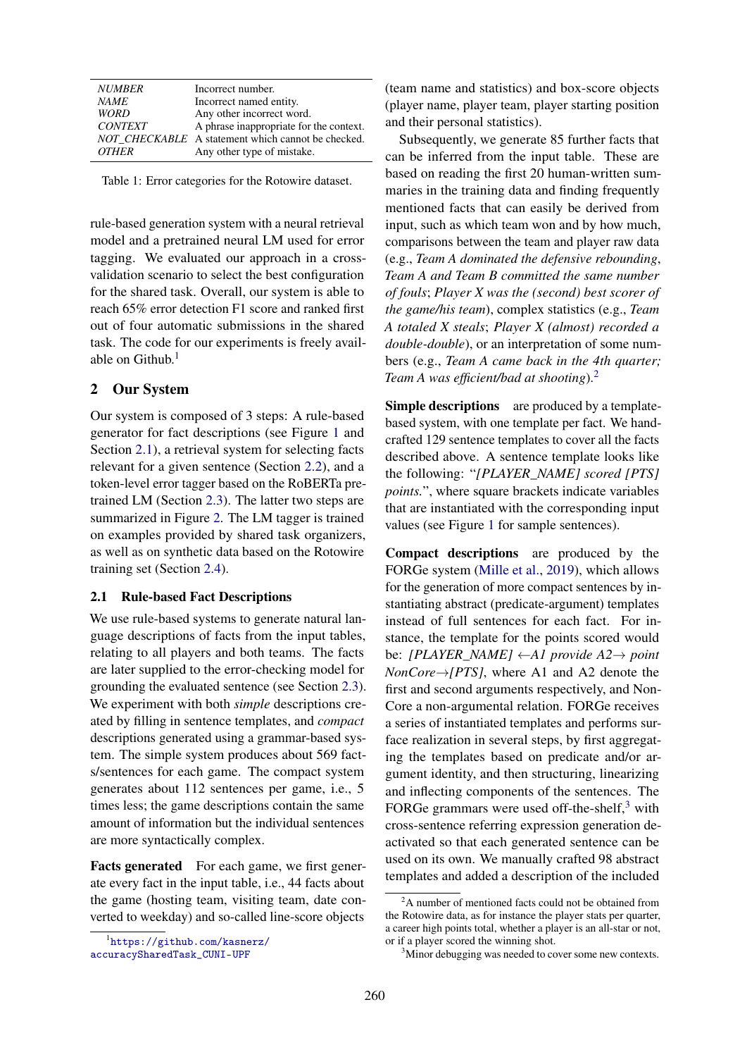| | |
|---|---|
| *NUMBER* | Incorrect number. |
| *NAME* | Incorrect named entity. |
| *WORD* | Any other incorrect word. |
| *CONTEXT* | A phrase inappropriate for the context. |
| *NOT_CHECKABLE* | A statement which cannot be checked. |
| *OTHER* | Any other type of mistake. |

Table 1: Error categories for the Rotowire dataset.

rule-based generation system with a neural retrieval model and a pretrained neural LM used for error tagging. We evaluated our approach in a cross-validation scenario to select the best configuration for the shared task. Overall, our system is able to reach 65% error detection F1 score and ranked first out of four automatic submissions in the shared task. The code for our experiments is freely available on Github.[1]

## 2 Our System

Our system is composed of 3 steps: A rule-based generator for fact descriptions (see Figure 1 and Section 2.1), a retrieval system for selecting facts relevant for a given sentence (Section 2.2), and a token-level error tagger based on the RoBERTa pretrained LM (Section 2.3). The latter two steps are summarized in Figure 2. The LM tagger is trained on examples provided by shared task organizers, as well as on synthetic data based on the Rotowire training set (Section 2.4).

### 2.1 Rule-based Fact Descriptions

We use rule-based systems to generate natural language descriptions of facts from the input tables, relating to all players and both teams. The facts are later supplied to the error-checking model for grounding the evaluated sentence (see Section 2.3). We experiment with both *simple* descriptions created by filling in sentence templates, and *compact* descriptions generated using a grammar-based system. The simple system produces about 569 facts/sentences for each game. The compact system generates about 112 sentences per game, i.e., 5 times less; the game descriptions contain the same amount of information but the individual sentences are more syntactically complex.

**Facts generated** For each game, we first generate every fact in the input table, i.e., 44 facts about the game (hosting team, visiting team, date converted to weekday) and so-called line-score objects (team name and statistics) and box-score objects (player name, player team, player starting position and their personal statistics).

Subsequently, we generate 85 further facts that can be inferred from the input table. These are based on reading the first 20 human-written summaries in the training data and finding frequently mentioned facts that can easily be derived from input, such as which team won and by how much, comparisons between the team and player raw data (e.g., *Team A dominated the defensive rebounding*, *Team A and Team B committed the same number of fouls*; *Player X was the (second) best scorer of the game/his team*), complex statistics (e.g., *Team A totaled X steals*; *Player X (almost) recorded a double-double*), or an interpretation of some numbers (e.g., *Team A came back in the 4th quarter; Team A was efficient/bad at shooting*).[2]

**Simple descriptions** are produced by a template-based system, with one template per fact. We handcrafted 129 sentence templates to cover all the facts described above. A sentence template looks like the following: "*[PLAYER_NAME] scored [PTS] points.*", where square brackets indicate variables that are instantiated with the corresponding input values (see Figure 1 for sample sentences).

**Compact descriptions** are produced by the FORGe system (Mille et al., 2019), which allows for the generation of more compact sentences by instantiating abstract (predicate-argument) templates instead of full sentences for each fact. For instance, the template for the points scored would be: *[PLAYER_NAME]* ←*A1 provide A2*→ *point NonCore*→*[PTS]*, where A1 and A2 denote the first and second arguments respectively, and NonCore a non-argumental relation. FORGe receives a series of instantiated templates and performs surface realization in several steps, by first aggregating the templates based on predicate and/or argument identity, and then structuring, linearizing and inflecting components of the sentences. The FORGe grammars were used off-the-shelf,[3] with cross-sentence referring expression generation deactivated so that each generated sentence can be used on its own. We manually crafted 98 abstract templates and added a description of the included

[1] https://github.com/kasnerz/accuracySharedTask_CUNI-UPF

[2] A number of mentioned facts could not be obtained from the Rotowire data, as for instance the player stats per quarter, a career high points total, whether a player is an all-star or not, or if a player scored the winning shot.

[3] Minor debugging was needed to cover some new contexts.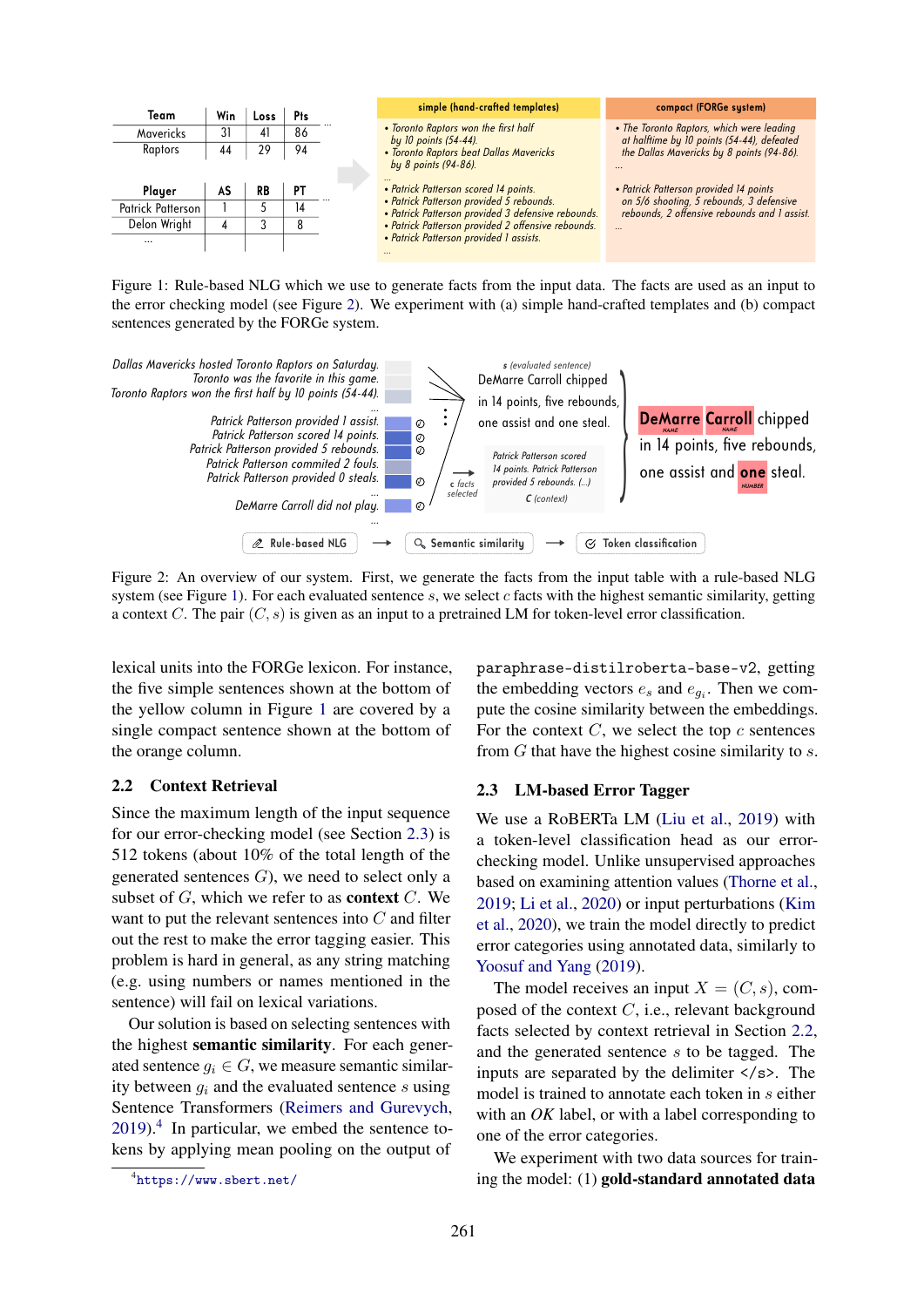| Team | Win | Loss | Pts |
|---|---|---|---|
| Mavericks | 31 | 41 | 86 |
| Raptors | 44 | 29 | 94 |

| Player | AS | RB | PT |
|---|---|---|---|
| Patrick Patterson | 1 | 5 | 14 |
| Delon Wright | 4 | 3 | 8 |
| ... | | | |

**simple (hand-crafted templates)**

- Toronto Raptors won the first half by 10 points (54-44).
- Toronto Raptors beat Dallas Mavericks by 8 points (94-86).

...

- Patrick Patterson scored 14 points.
- Patrick Patterson provided 5 rebounds.
- Patrick Patterson provided 3 defensive rebounds.
- Patrick Patterson provided 2 offensive rebounds.
- Patrick Patterson provided 1 assists.

...

**compact (FORGe system)**

- The Toronto Raptors, which were leading at halftime by 10 points (54-44), defeated the Dallas Mavericks by 8 points (94-86).

...

- Patrick Patterson provided 14 points on 5/6 shooting, 5 rebounds, 3 defensive rebounds, 2 offensive rebounds and 1 assist.

...

Figure 1: Rule-based NLG which we use to generate facts from the input data. The facts are used as an input to the error checking model (see Figure 2). We experiment with (a) simple hand-crafted templates and (b) compact sentences generated by the FORGe system.

Dallas Mavericks hosted Toronto Raptors on Saturday.
Toronto was the favorite in this game.
Toronto Raptors won the first half by 10 points (54-44).
...
Patrick Patterson provided 1 assist.
Patrick Patterson scored 14 points.
Patrick Patterson provided 5 rebounds.
Patrick Patterson commited 2 fouls.
Patrick Patterson provided 0 steals.
...
DeMarre Carroll did not play.
...

*s* (evaluated sentence): DeMarre Carroll chipped in 14 points, five rebounds, one assist and one steal.

*c* facts selected → Patrick Patterson scored 14 points. Patrick Patterson provided 5 rebounds. (...) *C* (context)

DeMarre [NAME] Carroll [NAME] chipped in 14 points, five rebounds, one assist and one [NUMBER] steal.

Rule-based NLG → Semantic similarity → Token classification

Figure 2: An overview of our system. First, we generate the facts from the input table with a rule-based NLG system (see Figure 1). For each evaluated sentence $s$, we select $c$ facts with the highest semantic similarity, getting a context $C$. The pair $(C, s)$ is given as an input to a pretrained LM for token-level error classification.

lexical units into the FORGe lexicon. For instance, the five simple sentences shown at the bottom of the yellow column in Figure 1 are covered by a single compact sentence shown at the bottom of the orange column.

## 2.2 Context Retrieval

Since the maximum length of the input sequence for our error-checking model (see Section 2.3) is 512 tokens (about 10% of the total length of the generated sentences $G$), we need to select only a subset of $G$, which we refer to as **context** $C$. We want to put the relevant sentences into $C$ and filter out the rest to make the error tagging easier. This problem is hard in general, as any string matching (e.g. using numbers or names mentioned in the sentence) will fail on lexical variations.

Our solution is based on selecting sentences with the highest **semantic similarity**. For each generated sentence $g_i \in G$, we measure semantic similarity between $g_i$ and the evaluated sentence $s$ using Sentence Transformers (Reimers and Gurevych, 2019).[4] In particular, we embed the sentence tokens by applying mean pooling on the output of `paraphrase-distilroberta-base-v2`, getting the embedding vectors $e_s$ and $e_{g_i}$. Then we compute the cosine similarity between the embeddings. For the context $C$, we select the top $c$ sentences from $G$ that have the highest cosine similarity to $s$.

[4] https://www.sbert.net/

## 2.3 LM-based Error Tagger

We use a RoBERTa LM (Liu et al., 2019) with a token-level classification head as our error-checking model. Unlike unsupervised approaches based on examining attention values (Thorne et al., 2019; Li et al., 2020) or input perturbations (Kim et al., 2020), we train the model directly to predict error categories using annotated data, similarly to Yoosuf and Yang (2019).

The model receives an input $X = (C, s)$, composed of the context $C$, i.e., relevant background facts selected by context retrieval in Section 2.2, and the generated sentence $s$ to be tagged. The inputs are separated by the delimiter `</s>`. The model is trained to annotate each token in $s$ either with an *OK* label, or with a label corresponding to one of the error categories.

We experiment with two data sources for training the model: (1) **gold-standard annotated data**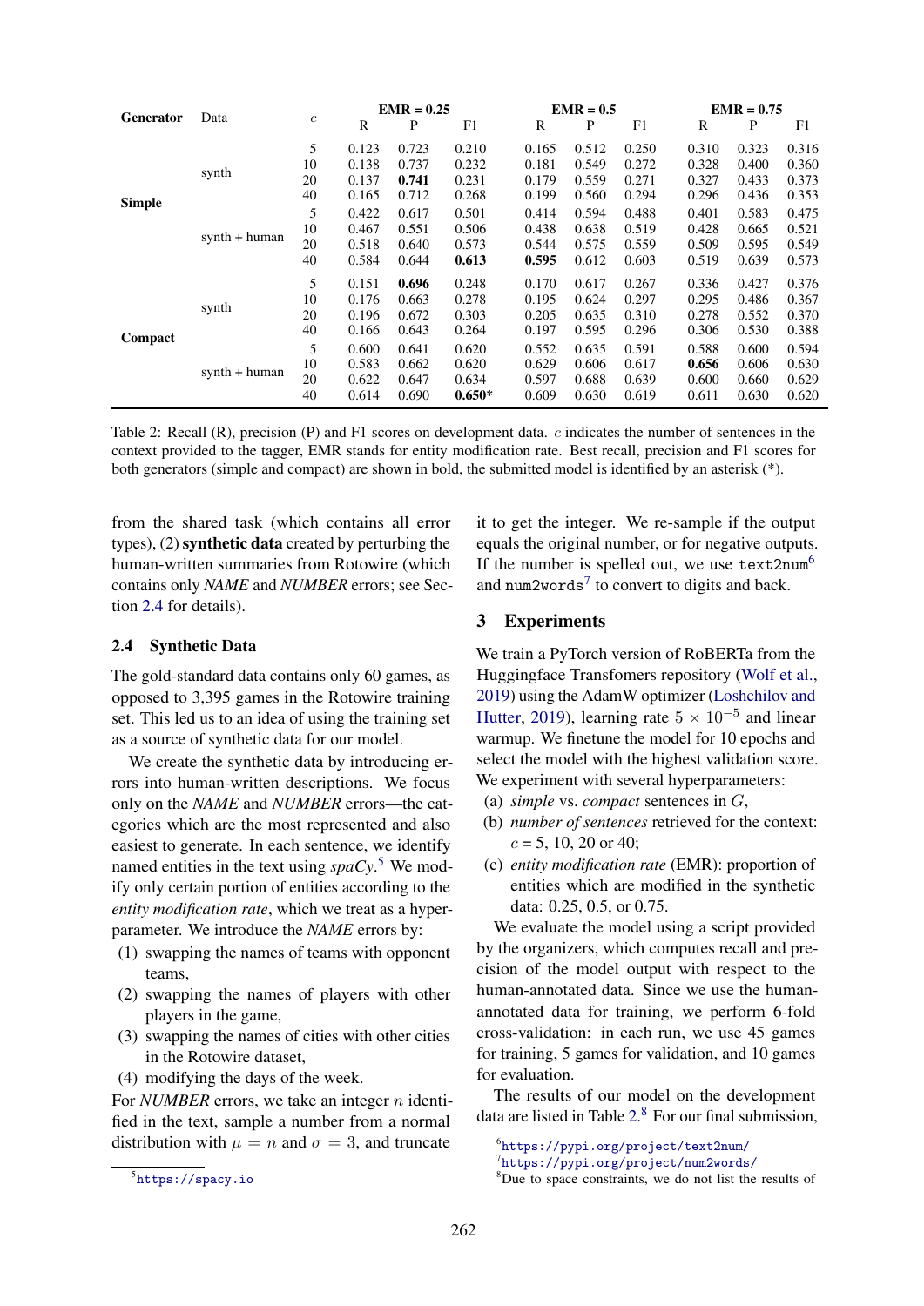| Generator | Data | $c$ | EMR = 0.25 | | | EMR = 0.5 | | | EMR = 0.75 | | |
|---|---|---|---|---|---|---|---|---|---|---|---|
| | | | R | P | F1 | R | P | F1 | R | P | F1 |
| Simple | synth | 5 | 0.123 | 0.723 | 0.210 | 0.165 | 0.512 | 0.250 | 0.310 | 0.323 | 0.316 |
| | | 10 | 0.138 | 0.737 | 0.232 | 0.181 | 0.549 | 0.272 | 0.328 | 0.400 | 0.360 |
| | | 20 | 0.137 | **0.741** | 0.231 | 0.179 | 0.559 | 0.271 | 0.327 | 0.433 | 0.373 |
| | | 40 | 0.165 | 0.712 | 0.268 | 0.199 | 0.560 | 0.294 | 0.296 | 0.436 | 0.353 |
| | synth + human | 5 | 0.422 | 0.617 | 0.501 | 0.414 | 0.594 | 0.488 | 0.401 | 0.583 | 0.475 |
| | | 10 | 0.467 | 0.551 | 0.506 | 0.438 | 0.638 | 0.519 | 0.428 | 0.665 | 0.521 |
| | | 20 | 0.518 | 0.640 | 0.573 | 0.544 | 0.575 | 0.559 | 0.509 | 0.595 | 0.549 |
| | | 40 | 0.584 | 0.644 | **0.613** | **0.595** | 0.612 | 0.603 | 0.519 | 0.639 | 0.573 |
| Compact | synth | 5 | 0.151 | **0.696** | 0.248 | 0.170 | 0.617 | 0.267 | 0.336 | 0.427 | 0.376 |
| | | 10 | 0.176 | 0.663 | 0.278 | 0.195 | 0.624 | 0.297 | 0.295 | 0.486 | 0.367 |
| | | 20 | 0.196 | 0.672 | 0.303 | 0.205 | 0.635 | 0.310 | 0.278 | 0.552 | 0.370 |
| | | 40 | 0.166 | 0.643 | 0.264 | 0.197 | 0.595 | 0.296 | 0.306 | 0.530 | 0.388 |
| | synth + human | 5 | 0.600 | 0.641 | 0.620 | 0.552 | 0.635 | 0.591 | 0.588 | 0.600 | 0.594 |
| | | 10 | 0.583 | 0.662 | 0.620 | 0.629 | 0.606 | 0.617 | **0.656** | 0.606 | 0.630 |
| | | 20 | 0.622 | 0.647 | 0.634 | 0.597 | 0.688 | 0.639 | 0.600 | 0.660 | 0.629 |
| | | 40 | 0.614 | 0.690 | **0.650*** | 0.609 | 0.630 | 0.619 | 0.611 | 0.630 | 0.620 |

Table 2: Recall (R), precision (P) and F1 scores on development data. $c$ indicates the number of sentences in the context provided to the tagger, EMR stands for entity modification rate. Best recall, precision and F1 scores for both generators (simple and compact) are shown in bold, the submitted model is identified by an asterisk (*).

from the shared task (which contains all error types), (2) **synthetic data** created by perturbing the human-written summaries from Rotowire (which contains only *NAME* and *NUMBER* errors; see Section 2.4 for details).

### 2.4 Synthetic Data

The gold-standard data contains only 60 games, as opposed to 3,395 games in the Rotowire training set. This led us to an idea of using the training set as a source of synthetic data for our model.

We create the synthetic data by introducing errors into human-written descriptions. We focus only on the *NAME* and *NUMBER* errors—the categories which are the most represented and also easiest to generate. In each sentence, we identify named entities in the text using *spaCy*.[5] We modify only certain portion of entities according to the *entity modification rate*, which we treat as a hyperparameter. We introduce the *NAME* errors by:

(1) swapping the names of teams with opponent teams,
(2) swapping the names of players with other players in the game,
(3) swapping the names of cities with other cities in the Rotowire dataset,
(4) modifying the days of the week.

For *NUMBER* errors, we take an integer $n$ identified in the text, sample a number from a normal distribution with $\mu = n$ and $\sigma = 3$, and truncate it to get the integer. We re-sample if the output equals the original number, or for negative outputs. If the number is spelled out, we use `text2num`[6] and `num2words`[7] to convert to digits and back.

## 3 Experiments

We train a PyTorch version of RoBERTa from the Huggingface Transfomers repository (Wolf et al., 2019) using the AdamW optimizer (Loshchilov and Hutter, 2019), learning rate $5 \times 10^{-5}$ and linear warmup. We finetune the model for 10 epochs and select the model with the highest validation score. We experiment with several hyperparameters:

(a) *simple* vs. *compact* sentences in $G$,
(b) *number of sentences* retrieved for the context: $c$ = 5, 10, 20 or 40;
(c) *entity modification rate* (EMR): proportion of entities which are modified in the synthetic data: 0.25, 0.5, or 0.75.

We evaluate the model using a script provided by the organizers, which computes recall and precision of the model output with respect to the human-annotated data. Since we use the human-annotated data for training, we perform 6-fold cross-validation: in each run, we use 45 games for training, 5 games for validation, and 10 games for evaluation.

The results of our model on the development data are listed in Table 2.[8] For our final submission,

[5] https://spacy.io

[6] https://pypi.org/project/text2num/

[7] https://pypi.org/project/num2words/

[8] Due to space constraints, we do not list the results of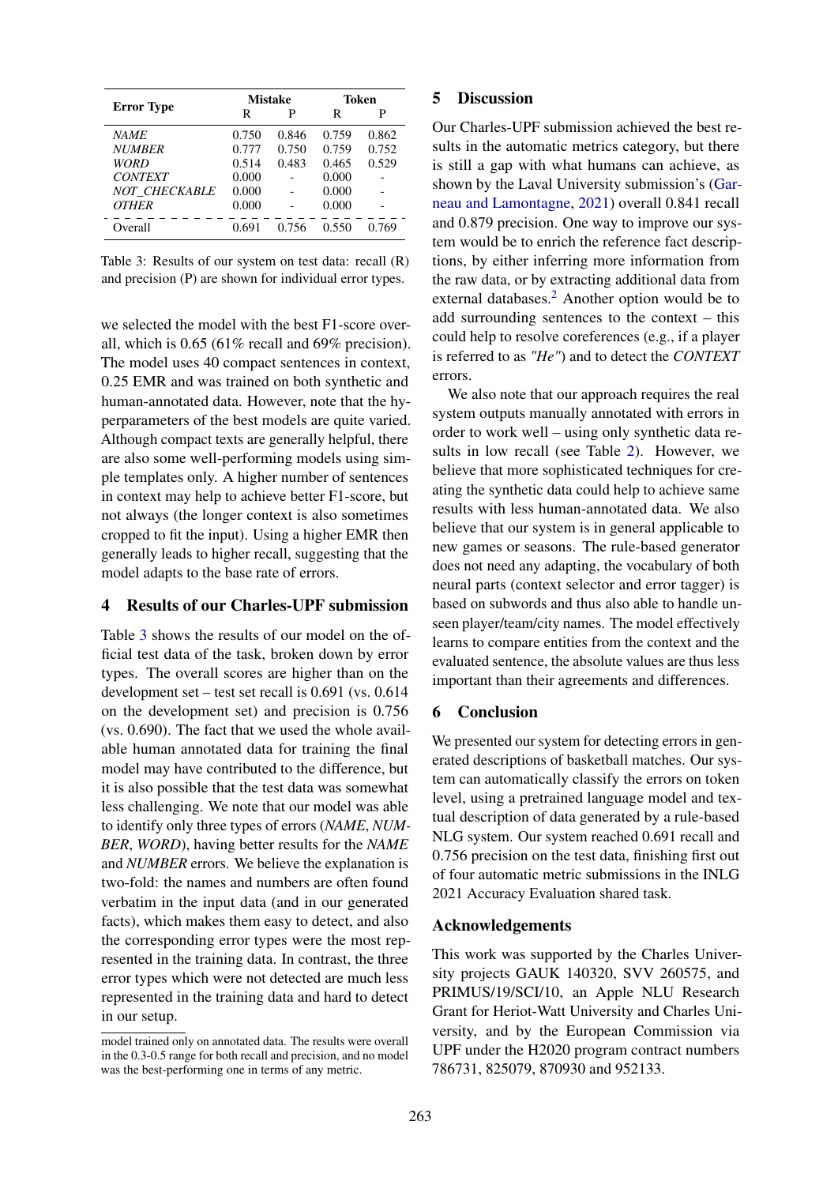| Error Type | Mistake | | Token | |
|---|---|---|---|---|
| | R | P | R | P |
| *NAME* | 0.750 | 0.846 | 0.759 | 0.862 |
| *NUMBER* | 0.777 | 0.750 | 0.759 | 0.752 |
| *WORD* | 0.514 | 0.483 | 0.465 | 0.529 |
| *CONTEXT* | 0.000 | - | 0.000 | - |
| *NOT_CHECKABLE* | 0.000 | - | 0.000 | - |
| *OTHER* | 0.000 | - | 0.000 | - |
| Overall | 0.691 | 0.756 | 0.550 | 0.769 |

Table 3: Results of our system on test data: recall (R) and precision (P) are shown for individual error types.

we selected the model with the best F1-score overall, which is 0.65 (61% recall and 69% precision). The model uses 40 compact sentences in context, 0.25 EMR and was trained on both synthetic and human-annotated data. However, note that the hyperparameters of the best models are quite varied. Although compact texts are generally helpful, there are also some well-performing models using simple templates only. A higher number of sentences in context may help to achieve better F1-score, but not always (the longer context is also sometimes cropped to fit the input). Using a higher EMR then generally leads to higher recall, suggesting that the model adapts to the base rate of errors.

## 4 Results of our Charles-UPF submission

Table 3 shows the results of our model on the official test data of the task, broken down by error types. The overall scores are higher than on the development set – test set recall is 0.691 (vs. 0.614 on the development set) and precision is 0.756 (vs. 0.690). The fact that we used the whole available human annotated data for training the final model may have contributed to the difference, but it is also possible that the test data was somewhat less challenging. We note that our model was able to identify only three types of errors (*NAME*, *NUMBER*, *WORD*), having better results for the *NAME* and *NUMBER* errors. We believe the explanation is two-fold: the names and numbers are often found verbatim in the input data (and in our generated facts), which makes them easy to detect, and also the corresponding error types were the most represented in the training data. In contrast, the three error types which were not detected are much less represented in the training data and hard to detect in our setup.

## 5 Discussion

Our Charles-UPF submission achieved the best results in the automatic metrics category, but there is still a gap with what humans can achieve, as shown by the Laval University submission's (Garneau and Lamontagne, 2021) overall 0.841 recall and 0.879 precision. One way to improve our system would be to enrich the reference fact descriptions, by either inferring more information from the raw data, or by extracting additional data from external databases.[2] Another option would be to add surrounding sentences to the context – this could help to resolve coreferences (e.g., if a player is referred to as *"He"*) and to detect the *CONTEXT* errors.

We also note that our approach requires the real system outputs manually annotated with errors in order to work well – using only synthetic data results in low recall (see Table 2). However, we believe that more sophisticated techniques for creating the synthetic data could help to achieve same results with less human-annotated data. We also believe that our system is in general applicable to new games or seasons. The rule-based generator does not need any adapting, the vocabulary of both neural parts (context selector and error tagger) is based on subwords and thus also able to handle unseen player/team/city names. The model effectively learns to compare entities from the context and the evaluated sentence, the absolute values are thus less important than their agreements and differences.

## 6 Conclusion

We presented our system for detecting errors in generated descriptions of basketball matches. Our system can automatically classify the errors on token level, using a pretrained language model and textual description of data generated by a rule-based NLG system. Our system reached 0.691 recall and 0.756 precision on the test data, finishing first out of four automatic metric submissions in the INLG 2021 Accuracy Evaluation shared task.

## Acknowledgements

This work was supported by the Charles University projects GAUK 140320, SVV 260575, and PRIMUS/19/SCI/10, an Apple NLU Research Grant for Heriot-Watt University and Charles University, and by the European Commission via UPF under the H2020 program contract numbers 786731, 825079, 870930 and 952133.

---

model trained only on annotated data. The results were overall in the 0.3-0.5 range for both recall and precision, and no model was the best-performing one in terms of any metric.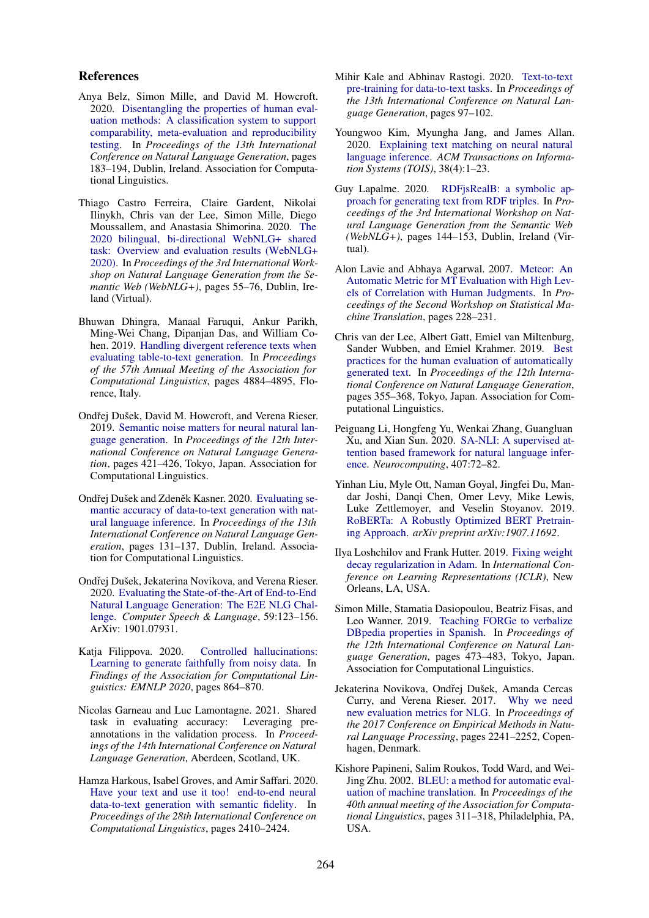## References

Anya Belz, Simon Mille, and David M. Howcroft. 2020. Disentangling the properties of human evaluation methods: A classification system to support comparability, meta-evaluation and reproducibility testing. In *Proceedings of the 13th International Conference on Natural Language Generation*, pages 183–194, Dublin, Ireland. Association for Computational Linguistics.

Thiago Castro Ferreira, Claire Gardent, Nikolai Ilinykh, Chris van der Lee, Simon Mille, Diego Moussallem, and Anastasia Shimorina. 2020. The 2020 bilingual, bi-directional WebNLG+ shared task: Overview and evaluation results (WebNLG+ 2020). In *Proceedings of the 3rd International Workshop on Natural Language Generation from the Semantic Web (WebNLG+)*, pages 55–76, Dublin, Ireland (Virtual).

Bhuwan Dhingra, Manaal Faruqui, Ankur Parikh, Ming-Wei Chang, Dipanjan Das, and William Cohen. 2019. Handling divergent reference texts when evaluating table-to-text generation. In *Proceedings of the 57th Annual Meeting of the Association for Computational Linguistics*, pages 4884–4895, Florence, Italy.

Ondřej Dušek, David M. Howcroft, and Verena Rieser. 2019. Semantic noise matters for neural natural language generation. In *Proceedings of the 12th International Conference on Natural Language Generation*, pages 421–426, Tokyo, Japan. Association for Computational Linguistics.

Ondřej Dušek and Zdeněk Kasner. 2020. Evaluating semantic accuracy of data-to-text generation with natural language inference. In *Proceedings of the 13th International Conference on Natural Language Generation*, pages 131–137, Dublin, Ireland. Association for Computational Linguistics.

Ondřej Dušek, Jekaterina Novikova, and Verena Rieser. 2020. Evaluating the State-of-the-Art of End-to-End Natural Language Generation: The E2E NLG Challenge. *Computer Speech & Language*, 59:123–156. ArXiv: 1901.07931.

Katja Filippova. 2020. Controlled hallucinations: Learning to generate faithfully from noisy data. In *Findings of the Association for Computational Linguistics: EMNLP 2020*, pages 864–870.

Nicolas Garneau and Luc Lamontagne. 2021. Shared task in evaluating accuracy: Leveraging pre-annotations in the validation process. In *Proceedings of the 14th International Conference on Natural Language Generation*, Aberdeen, Scotland, UK.

Hamza Harkous, Isabel Groves, and Amir Saffari. 2020. Have your text and use it too! end-to-end neural data-to-text generation with semantic fidelity. In *Proceedings of the 28th International Conference on Computational Linguistics*, pages 2410–2424.

Mihir Kale and Abhinav Rastogi. 2020. Text-to-text pre-training for data-to-text tasks. In *Proceedings of the 13th International Conference on Natural Language Generation*, pages 97–102.

Youngwoo Kim, Myungha Jang, and James Allan. 2020. Explaining text matching on neural natural language inference. *ACM Transactions on Information Systems (TOIS)*, 38(4):1–23.

Guy Lapalme. 2020. RDFjsRealB: a symbolic approach for generating text from RDF triples. In *Proceedings of the 3rd International Workshop on Natural Language Generation from the Semantic Web (WebNLG+)*, pages 144–153, Dublin, Ireland (Virtual).

Alon Lavie and Abhaya Agarwal. 2007. Meteor: An Automatic Metric for MT Evaluation with High Levels of Correlation with Human Judgments. In *Proceedings of the Second Workshop on Statistical Machine Translation*, pages 228–231.

Chris van der Lee, Albert Gatt, Emiel van Miltenburg, Sander Wubben, and Emiel Krahmer. 2019. Best practices for the human evaluation of automatically generated text. In *Proceedings of the 12th International Conference on Natural Language Generation*, pages 355–368, Tokyo, Japan. Association for Computational Linguistics.

Peiguang Li, Hongfeng Yu, Wenkai Zhang, Guangluan Xu, and Xian Sun. 2020. SA-NLI: A supervised attention based framework for natural language inference. *Neurocomputing*, 407:72–82.

Yinhan Liu, Myle Ott, Naman Goyal, Jingfei Du, Mandar Joshi, Danqi Chen, Omer Levy, Mike Lewis, Luke Zettlemoyer, and Veselin Stoyanov. 2019. RoBERTa: A Robustly Optimized BERT Pretraining Approach. *arXiv preprint arXiv:1907.11692*.

Ilya Loshchilov and Frank Hutter. 2019. Fixing weight decay regularization in Adam. In *International Conference on Learning Representations (ICLR)*, New Orleans, LA, USA.

Simon Mille, Stamatia Dasiopoulou, Beatriz Fisas, and Leo Wanner. 2019. Teaching FORGe to verbalize DBpedia properties in Spanish. In *Proceedings of the 12th International Conference on Natural Language Generation*, pages 473–483, Tokyo, Japan. Association for Computational Linguistics.

Jekaterina Novikova, Ondřej Dušek, Amanda Cercas Curry, and Verena Rieser. 2017. Why we need new evaluation metrics for NLG. In *Proceedings of the 2017 Conference on Empirical Methods in Natural Language Processing*, pages 2241–2252, Copenhagen, Denmark.

Kishore Papineni, Salim Roukos, Todd Ward, and Wei-Jing Zhu. 2002. BLEU: a method for automatic evaluation of machine translation. In *Proceedings of the 40th annual meeting of the Association for Computational Linguistics*, pages 311–318, Philadelphia, PA, USA.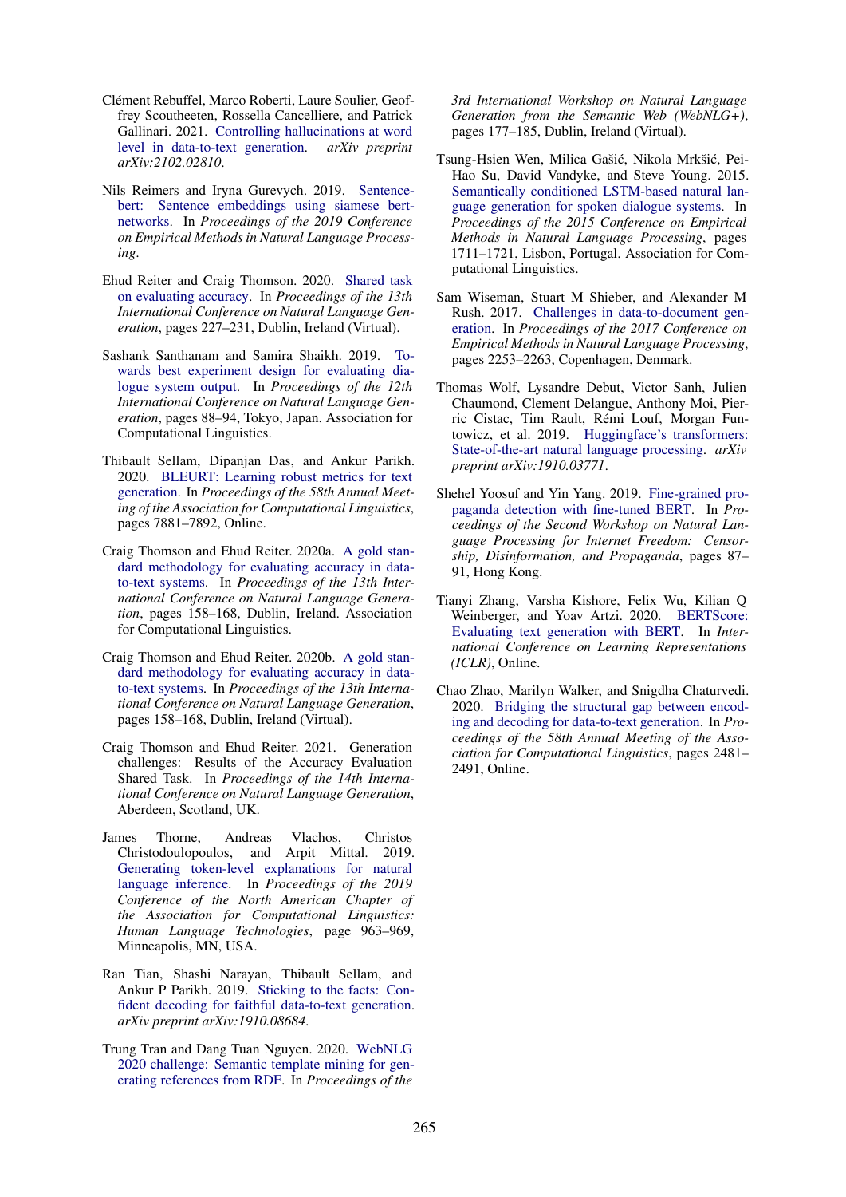Clément Rebuffel, Marco Roberti, Laure Soulier, Geoffrey Scoutheeten, Rossella Cancelliere, and Patrick Gallinari. 2021. Controlling hallucinations at word level in data-to-text generation. *arXiv preprint arXiv:2102.02810*.

Nils Reimers and Iryna Gurevych. 2019. Sentence-bert: Sentence embeddings using siamese bert-networks. In *Proceedings of the 2019 Conference on Empirical Methods in Natural Language Processing*.

Ehud Reiter and Craig Thomson. 2020. Shared task on evaluating accuracy. In *Proceedings of the 13th International Conference on Natural Language Generation*, pages 227–231, Dublin, Ireland (Virtual).

Sashank Santhanam and Samira Shaikh. 2019. Towards best experiment design for evaluating dialogue system output. In *Proceedings of the 12th International Conference on Natural Language Generation*, pages 88–94, Tokyo, Japan. Association for Computational Linguistics.

Thibault Sellam, Dipanjan Das, and Ankur Parikh. 2020. BLEURT: Learning robust metrics for text generation. In *Proceedings of the 58th Annual Meeting of the Association for Computational Linguistics*, pages 7881–7892, Online.

Craig Thomson and Ehud Reiter. 2020a. A gold standard methodology for evaluating accuracy in data-to-text systems. In *Proceedings of the 13th International Conference on Natural Language Generation*, pages 158–168, Dublin, Ireland. Association for Computational Linguistics.

Craig Thomson and Ehud Reiter. 2020b. A gold standard methodology for evaluating accuracy in data-to-text systems. In *Proceedings of the 13th International Conference on Natural Language Generation*, pages 158–168, Dublin, Ireland (Virtual).

Craig Thomson and Ehud Reiter. 2021. Generation challenges: Results of the Accuracy Evaluation Shared Task. In *Proceedings of the 14th International Conference on Natural Language Generation*, Aberdeen, Scotland, UK.

James Thorne, Andreas Vlachos, Christos Christodoulopoulos, and Arpit Mittal. 2019. Generating token-level explanations for natural language inference. In *Proceedings of the 2019 Conference of the North American Chapter of the Association for Computational Linguistics: Human Language Technologies*, page 963–969, Minneapolis, MN, USA.

Ran Tian, Shashi Narayan, Thibault Sellam, and Ankur P Parikh. 2019. Sticking to the facts: Confident decoding for faithful data-to-text generation. *arXiv preprint arXiv:1910.08684*.

Trung Tran and Dang Tuan Nguyen. 2020. WebNLG 2020 challenge: Semantic template mining for generating references from RDF. In *Proceedings of the 3rd International Workshop on Natural Language Generation from the Semantic Web (WebNLG+)*, pages 177–185, Dublin, Ireland (Virtual).

Tsung-Hsien Wen, Milica Gašić, Nikola Mrkšić, Pei-Hao Su, David Vandyke, and Steve Young. 2015. Semantically conditioned LSTM-based natural language generation for spoken dialogue systems. In *Proceedings of the 2015 Conference on Empirical Methods in Natural Language Processing*, pages 1711–1721, Lisbon, Portugal. Association for Computational Linguistics.

Sam Wiseman, Stuart M Shieber, and Alexander M Rush. 2017. Challenges in data-to-document generation. In *Proceedings of the 2017 Conference on Empirical Methods in Natural Language Processing*, pages 2253–2263, Copenhagen, Denmark.

Thomas Wolf, Lysandre Debut, Victor Sanh, Julien Chaumond, Clement Delangue, Anthony Moi, Pierric Cistac, Tim Rault, Rémi Louf, Morgan Funtowicz, et al. 2019. Huggingface's transformers: State-of-the-art natural language processing. *arXiv preprint arXiv:1910.03771*.

Shehel Yoosuf and Yin Yang. 2019. Fine-grained propaganda detection with fine-tuned BERT. In *Proceedings of the Second Workshop on Natural Language Processing for Internet Freedom: Censorship, Disinformation, and Propaganda*, pages 87–91, Hong Kong.

Tianyi Zhang, Varsha Kishore, Felix Wu, Kilian Q Weinberger, and Yoav Artzi. 2020. BERTScore: Evaluating text generation with BERT. In *International Conference on Learning Representations (ICLR)*, Online.

Chao Zhao, Marilyn Walker, and Snigdha Chaturvedi. 2020. Bridging the structural gap between encoding and decoding for data-to-text generation. In *Proceedings of the 58th Annual Meeting of the Association for Computational Linguistics*, pages 2481–2491, Online.